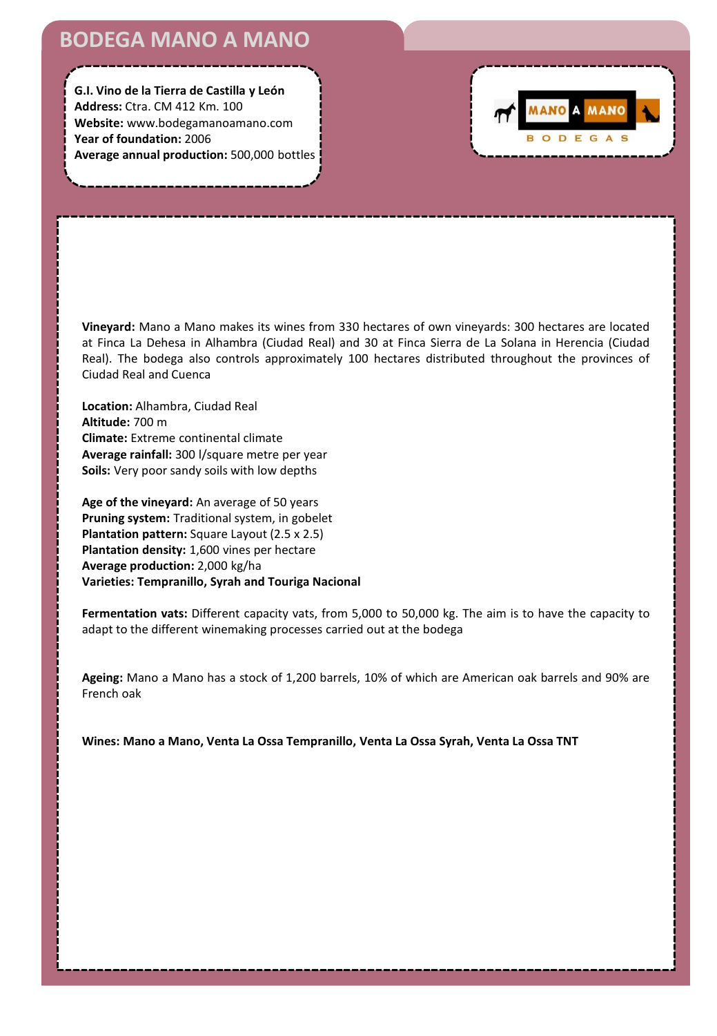# BODEGA MANO A MANO

**G.I. Vino de la Tierra de Castilla y León**
**Address:** Ctra. CM 412 Km. 100
**Website:** www.bodegamanoamano.com
**Year of foundation:** 2006
**Average annual production:** 500,000 bottles

**Vineyard:** Mano a Mano makes its wines from 330 hectares of own vineyards: 300 hectares are located at Finca La Dehesa in Alhambra (Ciudad Real) and 30 at Finca Sierra de La Solana in Herencia (Ciudad Real). The bodega also controls approximately 100 hectares distributed throughout the provinces of Ciudad Real and Cuenca

**Location:** Alhambra, Ciudad Real
**Altitude:** 700 m
**Climate:** Extreme continental climate
**Average rainfall:** 300 l/square metre per year
**Soils:** Very poor sandy soils with low depths

**Age of the vineyard:** An average of 50 years
**Pruning system:** Traditional system, in gobelet
**Plantation pattern:** Square Layout (2.5 x 2.5)
**Plantation density:** 1,600 vines per hectare
**Average production:** 2,000 kg/ha
**Varieties: Tempranillo, Syrah and Touriga Nacional**

**Fermentation vats:** Different capacity vats, from 5,000 to 50,000 kg. The aim is to have the capacity to adapt to the different winemaking processes carried out at the bodega

**Ageing:** Mano a Mano has a stock of 1,200 barrels, 10% of which are American oak barrels and 90% are French oak

**Wines: Mano a Mano, Venta La Ossa Tempranillo, Venta La Ossa Syrah, Venta La Ossa TNT**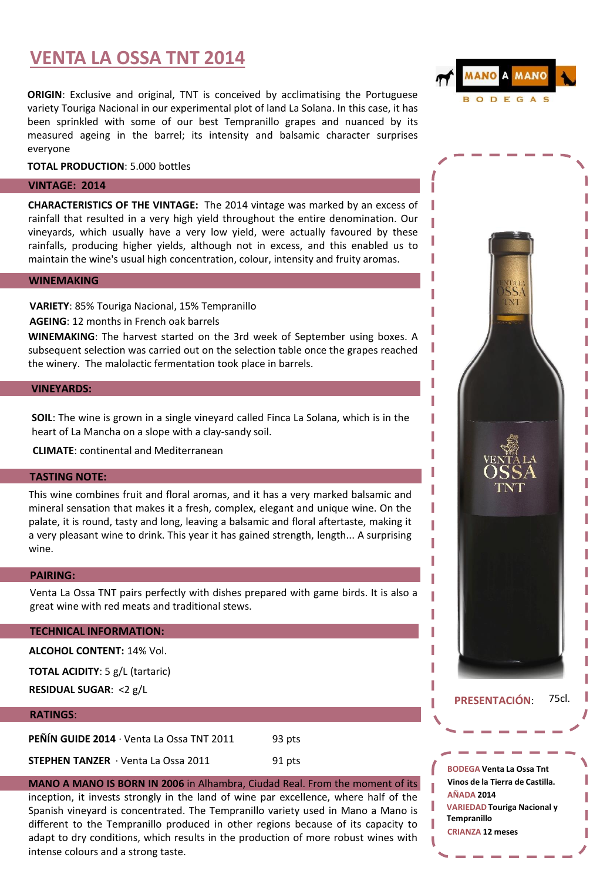# VENTA LA OSSA TNT 2014

**ORIGIN**: Exclusive and original, TNT is conceived by acclimatising the Portuguese variety Touriga Nacional in our experimental plot of land La Solana. In this case, it has been sprinkled with some of our best Tempranillo grapes and nuanced by its measured ageing in the barrel; its intensity and balsamic character surprises everyone

**TOTAL PRODUCTION**: 5.000 bottles

## VINTAGE: 2014

**CHARACTERISTICS OF THE VINTAGE:** The 2014 vintage was marked by an excess of rainfall that resulted in a very high yield throughout the entire denomination. Our vineyards, which usually have a very low yield, were actually favoured by these rainfalls, producing higher yields, although not in excess, and this enabled us to maintain the wine's usual high concentration, colour, intensity and fruity aromas.

## WINEMAKING

**VARIETY**: 85% Touriga Nacional, 15% Tempranillo

**AGEING**: 12 months in French oak barrels

**WINEMAKING**: The harvest started on the 3rd week of September using boxes. A subsequent selection was carried out on the selection table once the grapes reached the winery. The malolactic fermentation took place in barrels.

## VINEYARDS:

**SOIL**: The wine is grown in a single vineyard called Finca La Solana, which is in the heart of La Mancha on a slope with a clay-sandy soil.

**CLIMATE**: continental and Mediterranean

## TASTING NOTE:

This wine combines fruit and floral aromas, and it has a very marked balsamic and mineral sensation that makes it a fresh, complex, elegant and unique wine. On the palate, it is round, tasty and long, leaving a balsamic and floral aftertaste, making it a very pleasant wine to drink. This year it has gained strength, length... A surprising wine.

## PAIRING:

Venta La Ossa TNT pairs perfectly with dishes prepared with game birds. It is also a great wine with red meats and traditional stews.

## TECHNICAL INFORMATION:

**ALCOHOL CONTENT:** 14% Vol.

**TOTAL ACIDITY**: 5 g/L (tartaric)

**RESIDUAL SUGAR**: <2 g/L

## RATINGS:

| | |
|---|---|
| **PEÑÍN GUIDE 2014** · Venta La Ossa TNT 2011 | 93 pts |
| **STEPHEN TANZER** · Venta La Ossa 2011 | 91 pts |

**MANO A MANO IS BORN IN 2006** in Alhambra, Ciudad Real. From the moment of its inception, it invests strongly in the land of wine par excellence, where half of the Spanish vineyard is concentrated. The Tempranillo variety used in Mano a Mano is different to the Tempranillo produced in other regions because of its capacity to adapt to dry conditions, which results in the production of more robust wines with intense colours and a strong taste.

MANO A MANO
BODEGAS

**PRESENTACIÓN**: 75cl.

**BODEGA** Venta La Ossa Tnt
Vinos de la Tierra de Castilla.
**AÑADA** 2014
**VARIEDAD** Touriga Nacional y Tempranillo
**CRIANZA** 12 meses